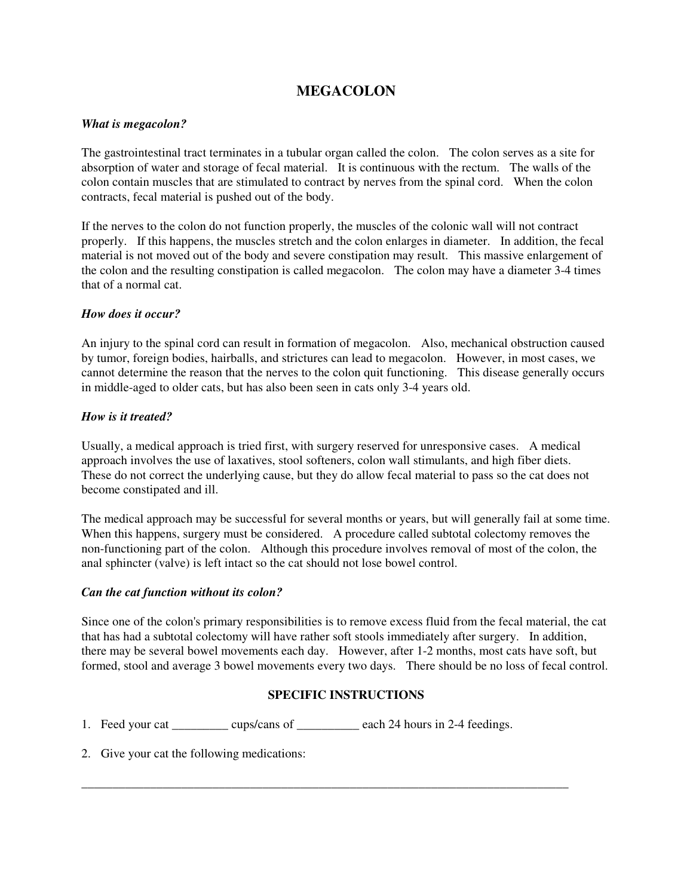# MEGACOLON

### *What is megacolon?*

The gastrointestinal tract terminates in a tubular organ called the colon. The colon serves as a site for absorption of water and storage of fecal material. It is continuous with the rectum. The walls of the colon contain muscles that are stimulated to contract by nerves from the spinal cord. When the colon contracts, fecal material is pushed out of the body.

If the nerves to the colon do not function properly, the muscles of the colonic wall will not contract properly. If this happens, the muscles stretch and the colon enlarges in diameter. In addition, the fecal material is not moved out of the body and severe constipation may result. This massive enlargement of the colon and the resulting constipation is called megacolon. The colon may have a diameter 3-4 times that of a normal cat.

### *How does it occur?*

An injury to the spinal cord can result in formation of megacolon. Also, mechanical obstruction caused by tumor, foreign bodies, hairballs, and strictures can lead to megacolon. However, in most cases, we cannot determine the reason that the nerves to the colon quit functioning. This disease generally occurs in middle-aged to older cats, but has also been seen in cats only 3-4 years old.

### *How is it treated?*

Usually, a medical approach is tried first, with surgery reserved for unresponsive cases. A medical approach involves the use of laxatives, stool softeners, colon wall stimulants, and high fiber diets. These do not correct the underlying cause, but they do allow fecal material to pass so the cat does not become constipated and ill.

The medical approach may be successful for several months or years, but will generally fail at some time. When this happens, surgery must be considered. A procedure called subtotal colectomy removes the non-functioning part of the colon. Although this procedure involves removal of most of the colon, the anal sphincter (valve) is left intact so the cat should not lose bowel control.

### *Can the cat function without its colon?*

Since one of the colon's primary responsibilities is to remove excess fluid from the fecal material, the cat that has had a subtotal colectomy will have rather soft stools immediately after surgery. In addition, there may be several bowel movements each day. However, after 1-2 months, most cats have soft, but formed, stool and average 3 bowel movements every two days. There should be no loss of fecal control.

## SPECIFIC INSTRUCTIONS

1. Feed your cat _________ cups/cans of __________ each 24 hours in 2-4 feedings.

2. Give your cat the following medications:

_____________________________________________________________________________________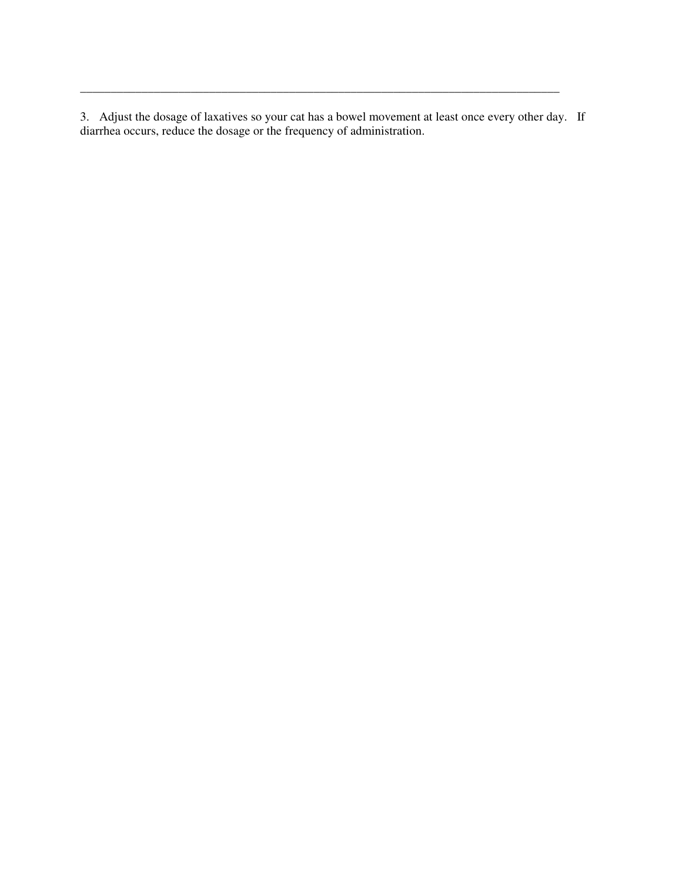---

3. Adjust the dosage of laxatives so your cat has a bowel movement at least once every other day. If diarrhea occurs, reduce the dosage or the frequency of administration.